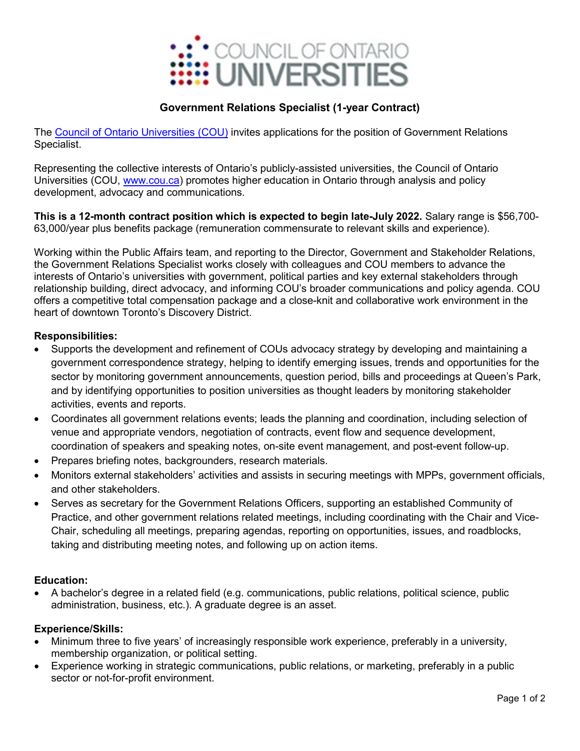COUNCIL OF ONTARIO UNIVERSITIES

## Government Relations Specialist (1-year Contract)

The [Council of Ontario Universities (COU)](https://www.cou.ca) invites applications for the position of Government Relations Specialist.

Representing the collective interests of Ontario's publicly-assisted universities, the Council of Ontario Universities (COU, [www.cou.ca](http://www.cou.ca)) promotes higher education in Ontario through analysis and policy development, advocacy and communications.

**This is a 12-month contract position which is expected to begin late-July 2022.** Salary range is $56,700-63,000/year plus benefits package (remuneration commensurate to relevant skills and experience).

Working within the Public Affairs team, and reporting to the Director, Government and Stakeholder Relations, the Government Relations Specialist works closely with colleagues and COU members to advance the interests of Ontario's universities with government, political parties and key external stakeholders through relationship building, direct advocacy, and informing COU's broader communications and policy agenda. COU offers a competitive total compensation package and a close-knit and collaborative work environment in the heart of downtown Toronto's Discovery District.

**Responsibilities:**

- Supports the development and refinement of COUs advocacy strategy by developing and maintaining a government correspondence strategy, helping to identify emerging issues, trends and opportunities for the sector by monitoring government announcements, question period, bills and proceedings at Queen's Park, and by identifying opportunities to position universities as thought leaders by monitoring stakeholder activities, events and reports.
- Coordinates all government relations events; leads the planning and coordination, including selection of venue and appropriate vendors, negotiation of contracts, event flow and sequence development, coordination of speakers and speaking notes, on-site event management, and post-event follow-up.
- Prepares briefing notes, backgrounders, research materials.
- Monitors external stakeholders' activities and assists in securing meetings with MPPs, government officials, and other stakeholders.
- Serves as secretary for the Government Relations Officers, supporting an established Community of Practice, and other government relations related meetings, including coordinating with the Chair and Vice-Chair, scheduling all meetings, preparing agendas, reporting on opportunities, issues, and roadblocks, taking and distributing meeting notes, and following up on action items.

**Education:**

- A bachelor's degree in a related field (e.g. communications, public relations, political science, public administration, business, etc.). A graduate degree is an asset.

**Experience/Skills:**

- Minimum three to five years' of increasingly responsible work experience, preferably in a university, membership organization, or political setting.
- Experience working in strategic communications, public relations, or marketing, preferably in a public sector or not-for-profit environment.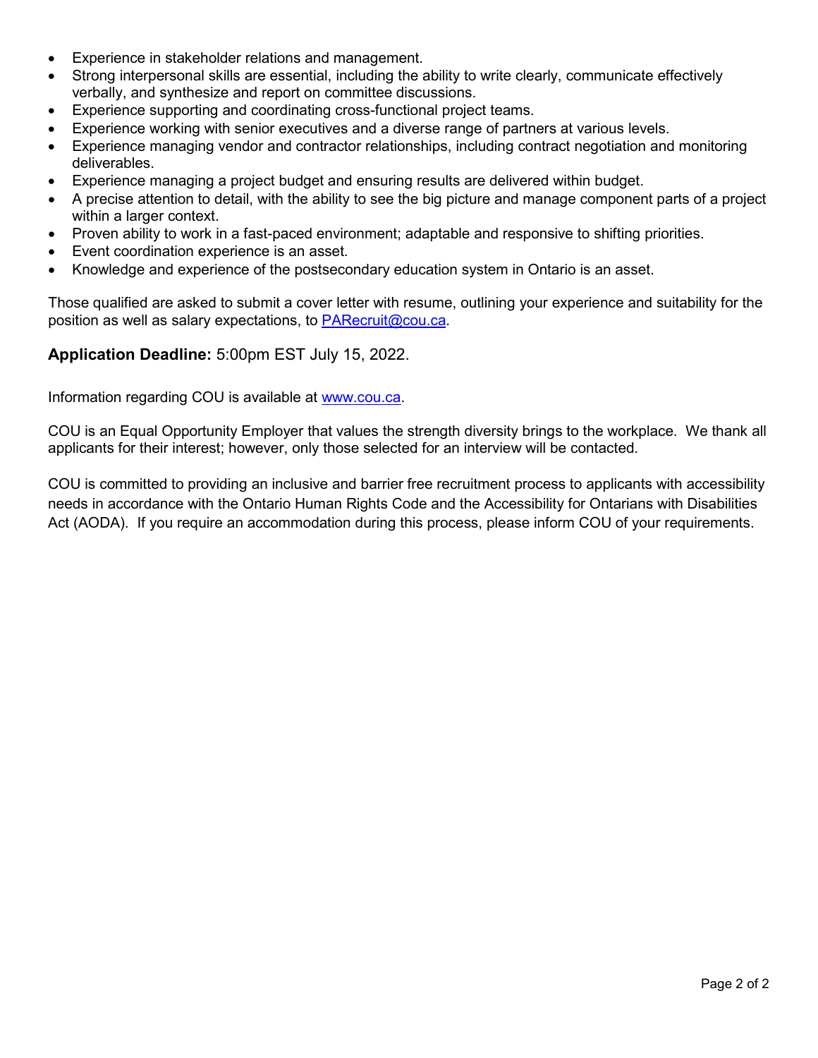- Experience in stakeholder relations and management.
- Strong interpersonal skills are essential, including the ability to write clearly, communicate effectively verbally, and synthesize and report on committee discussions.
- Experience supporting and coordinating cross-functional project teams.
- Experience working with senior executives and a diverse range of partners at various levels.
- Experience managing vendor and contractor relationships, including contract negotiation and monitoring deliverables.
- Experience managing a project budget and ensuring results are delivered within budget.
- A precise attention to detail, with the ability to see the big picture and manage component parts of a project within a larger context.
- Proven ability to work in a fast-paced environment; adaptable and responsive to shifting priorities.
- Event coordination experience is an asset.
- Knowledge and experience of the postsecondary education system in Ontario is an asset.

Those qualified are asked to submit a cover letter with resume, outlining your experience and suitability for the position as well as salary expectations, to PARecruit@cou.ca.

**Application Deadline:** 5:00pm EST July 15, 2022.

Information regarding COU is available at www.cou.ca.

COU is an Equal Opportunity Employer that values the strength diversity brings to the workplace. We thank all applicants for their interest; however, only those selected for an interview will be contacted.

COU is committed to providing an inclusive and barrier free recruitment process to applicants with accessibility needs in accordance with the Ontario Human Rights Code and the Accessibility for Ontarians with Disabilities Act (AODA). If you require an accommodation during this process, please inform COU of your requirements.